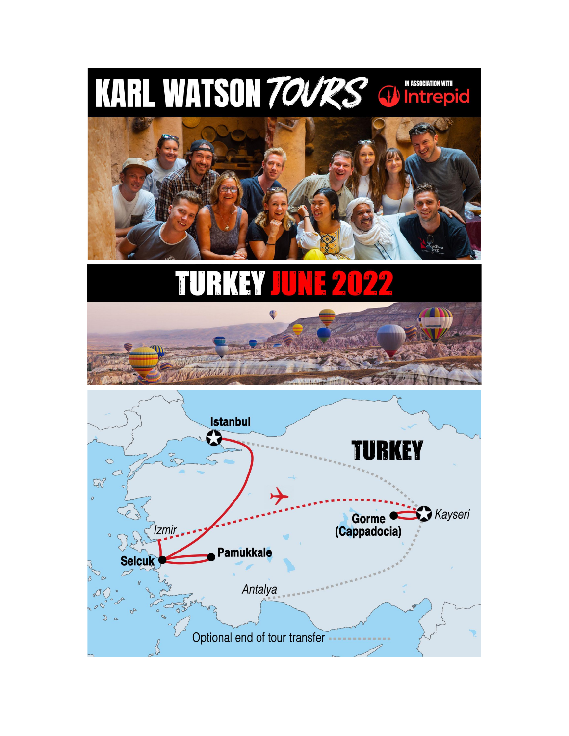# KARL WATSON TOURS

IN ASSOCIATION WITH Intrepid

# TURKEY JUNE 2022

Istanbul

TURKEY

Izmir

Gorme (Cappadocia)

Kayseri

Selcuk

Pamukkale

Antalya

Optional end of tour transfer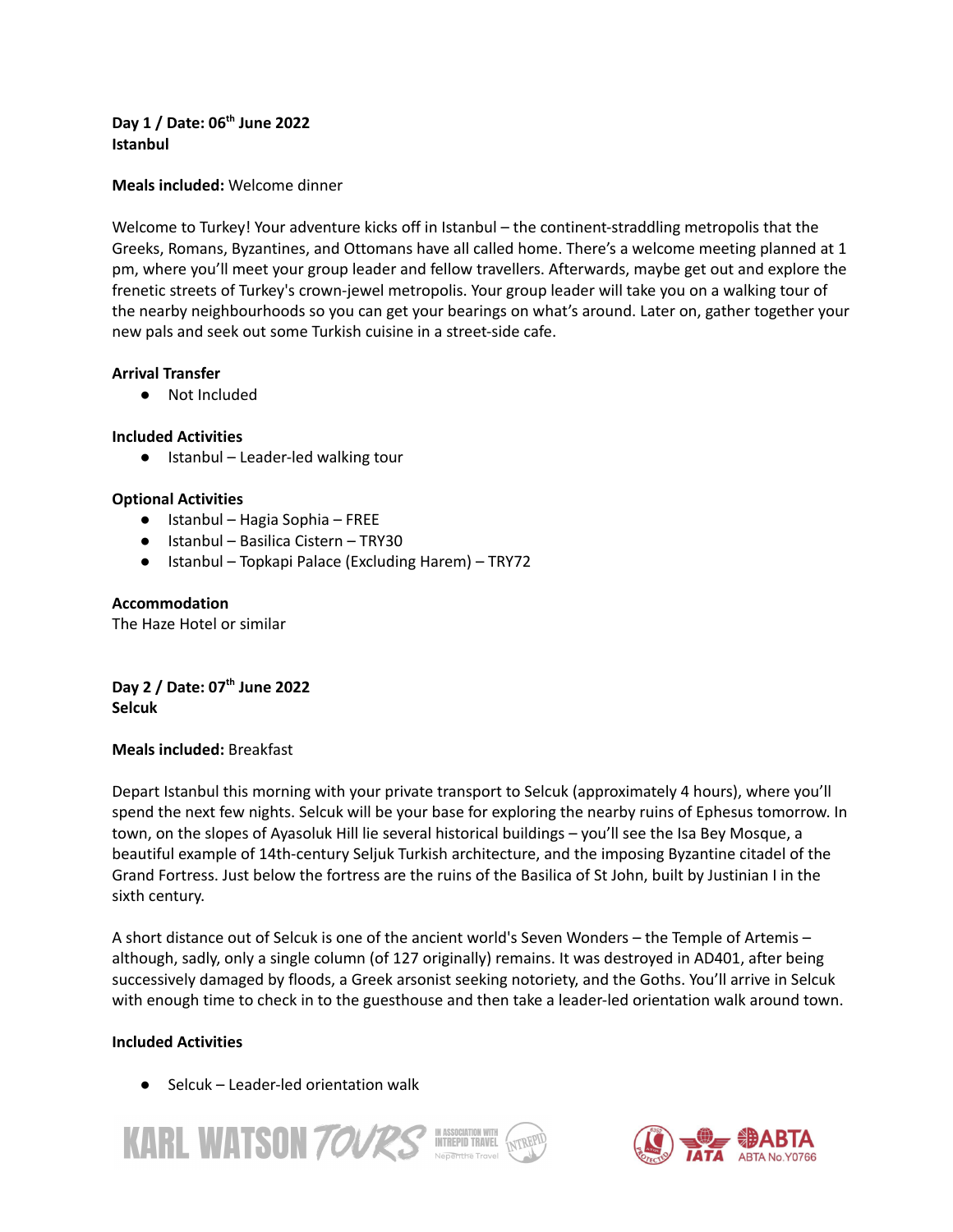**Day 1 / Date: 06th June 2022**
**Istanbul**

**Meals included:** Welcome dinner

Welcome to Turkey! Your adventure kicks off in Istanbul – the continent-straddling metropolis that the Greeks, Romans, Byzantines, and Ottomans have all called home. There's a welcome meeting planned at 1 pm, where you'll meet your group leader and fellow travellers. Afterwards, maybe get out and explore the frenetic streets of Turkey's crown-jewel metropolis. Your group leader will take you on a walking tour of the nearby neighbourhoods so you can get your bearings on what's around. Later on, gather together your new pals and seek out some Turkish cuisine in a street-side cafe.

**Arrival Transfer**

- Not Included

**Included Activities**

- Istanbul – Leader-led walking tour

**Optional Activities**

- Istanbul – Hagia Sophia – FREE
- Istanbul – Basilica Cistern – TRY30
- Istanbul – Topkapi Palace (Excluding Harem) – TRY72

**Accommodation**
The Haze Hotel or similar

**Day 2 / Date: 07th June 2022**
**Selcuk**

**Meals included:** Breakfast

Depart Istanbul this morning with your private transport to Selcuk (approximately 4 hours), where you'll spend the next few nights. Selcuk will be your base for exploring the nearby ruins of Ephesus tomorrow. In town, on the slopes of Ayasoluk Hill lie several historical buildings – you'll see the Isa Bey Mosque, a beautiful example of 14th-century Seljuk Turkish architecture, and the imposing Byzantine citadel of the Grand Fortress. Just below the fortress are the ruins of the Basilica of St John, built by Justinian I in the sixth century.

A short distance out of Selcuk is one of the ancient world's Seven Wonders – the Temple of Artemis – although, sadly, only a single column (of 127 originally) remains. It was destroyed in AD401, after being successively damaged by floods, a Greek arsonist seeking notoriety, and the Goths. You'll arrive in Selcuk with enough time to check in to the guesthouse and then take a leader-led orientation walk around town.

**Included Activities**

- Selcuk – Leader-led orientation walk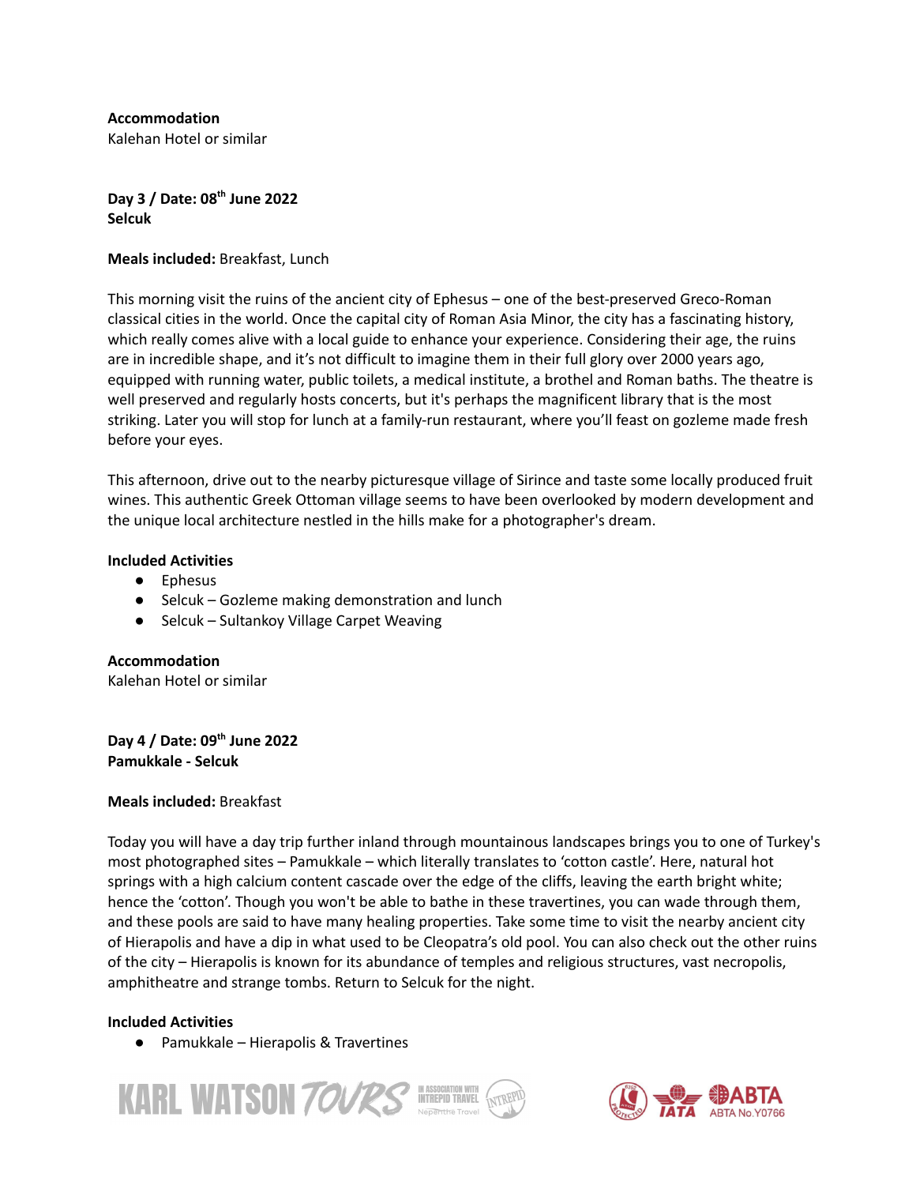**Accommodation**
Kalehan Hotel or similar

**Day 3 / Date: 08th June 2022**
**Selcuk**

**Meals included:** Breakfast, Lunch

This morning visit the ruins of the ancient city of Ephesus – one of the best-preserved Greco-Roman classical cities in the world. Once the capital city of Roman Asia Minor, the city has a fascinating history, which really comes alive with a local guide to enhance your experience. Considering their age, the ruins are in incredible shape, and it's not difficult to imagine them in their full glory over 2000 years ago, equipped with running water, public toilets, a medical institute, a brothel and Roman baths. The theatre is well preserved and regularly hosts concerts, but it's perhaps the magnificent library that is the most striking. Later you will stop for lunch at a family-run restaurant, where you'll feast on gozleme made fresh before your eyes.

This afternoon, drive out to the nearby picturesque village of Sirince and taste some locally produced fruit wines. This authentic Greek Ottoman village seems to have been overlooked by modern development and the unique local architecture nestled in the hills make for a photographer's dream.

**Included Activities**

- Ephesus
- Selcuk – Gozleme making demonstration and lunch
- Selcuk – Sultankoy Village Carpet Weaving

**Accommodation**
Kalehan Hotel or similar

**Day 4 / Date: 09th June 2022**
**Pamukkale - Selcuk**

**Meals included:** Breakfast

Today you will have a day trip further inland through mountainous landscapes brings you to one of Turkey's most photographed sites – Pamukkale – which literally translates to 'cotton castle'. Here, natural hot springs with a high calcium content cascade over the edge of the cliffs, leaving the earth bright white; hence the 'cotton'. Though you won't be able to bathe in these travertines, you can wade through them, and these pools are said to have many healing properties. Take some time to visit the nearby ancient city of Hierapolis and have a dip in what used to be Cleopatra's old pool. You can also check out the other ruins of the city – Hierapolis is known for its abundance of temples and religious structures, vast necropolis, amphitheatre and strange tombs. Return to Selcuk for the night.

**Included Activities**

- Pamukkale – Hierapolis & Travertines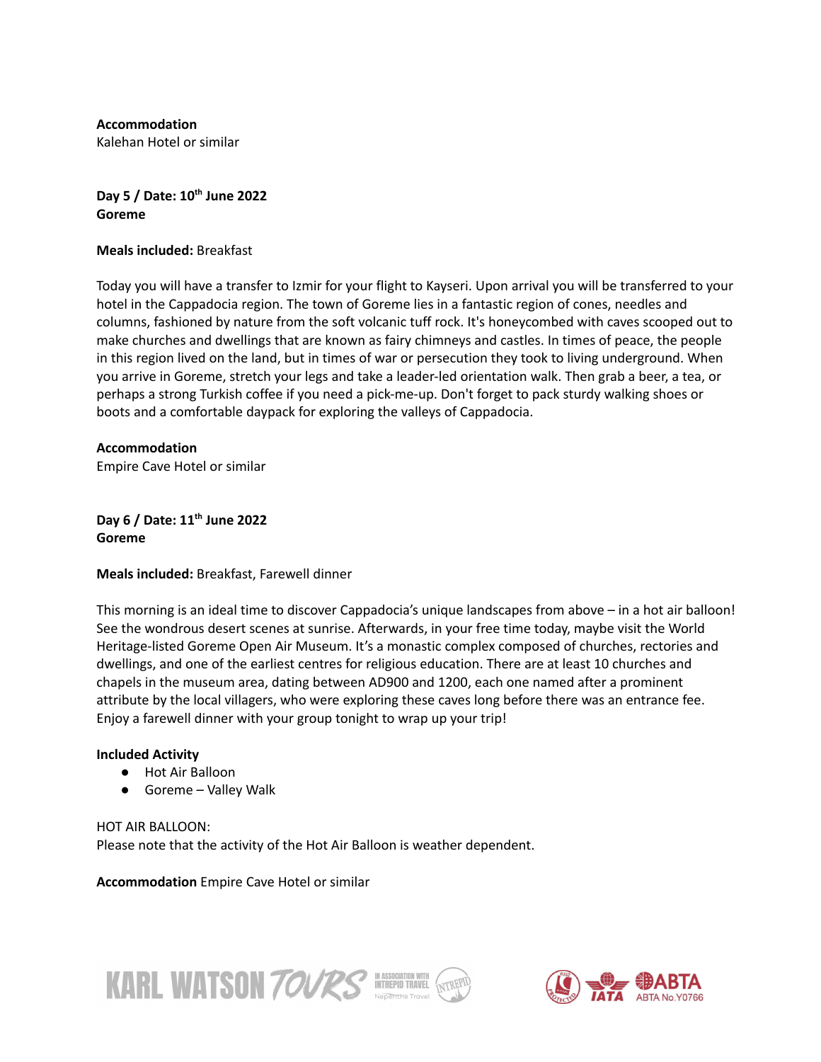**Accommodation**
Kalehan Hotel or similar

**Day 5 / Date: 10th June 2022**
**Goreme**

**Meals included:** Breakfast

Today you will have a transfer to Izmir for your flight to Kayseri. Upon arrival you will be transferred to your hotel in the Cappadocia region. The town of Goreme lies in a fantastic region of cones, needles and columns, fashioned by nature from the soft volcanic tuff rock. It's honeycombed with caves scooped out to make churches and dwellings that are known as fairy chimneys and castles. In times of peace, the people in this region lived on the land, but in times of war or persecution they took to living underground. When you arrive in Goreme, stretch your legs and take a leader-led orientation walk. Then grab a beer, a tea, or perhaps a strong Turkish coffee if you need a pick-me-up. Don't forget to pack sturdy walking shoes or boots and a comfortable daypack for exploring the valleys of Cappadocia.

**Accommodation**
Empire Cave Hotel or similar

**Day 6 / Date: 11th June 2022**
**Goreme**

**Meals included:** Breakfast, Farewell dinner

This morning is an ideal time to discover Cappadocia's unique landscapes from above – in a hot air balloon! See the wondrous desert scenes at sunrise. Afterwards, in your free time today, maybe visit the World Heritage-listed Goreme Open Air Museum. It's a monastic complex composed of churches, rectories and dwellings, and one of the earliest centres for religious education. There are at least 10 churches and chapels in the museum area, dating between AD900 and 1200, each one named after a prominent attribute by the local villagers, who were exploring these caves long before there was an entrance fee. Enjoy a farewell dinner with your group tonight to wrap up your trip!

**Included Activity**

- Hot Air Balloon
- Goreme – Valley Walk

HOT AIR BALLOON:
Please note that the activity of the Hot Air Balloon is weather dependent.

**Accommodation** Empire Cave Hotel or similar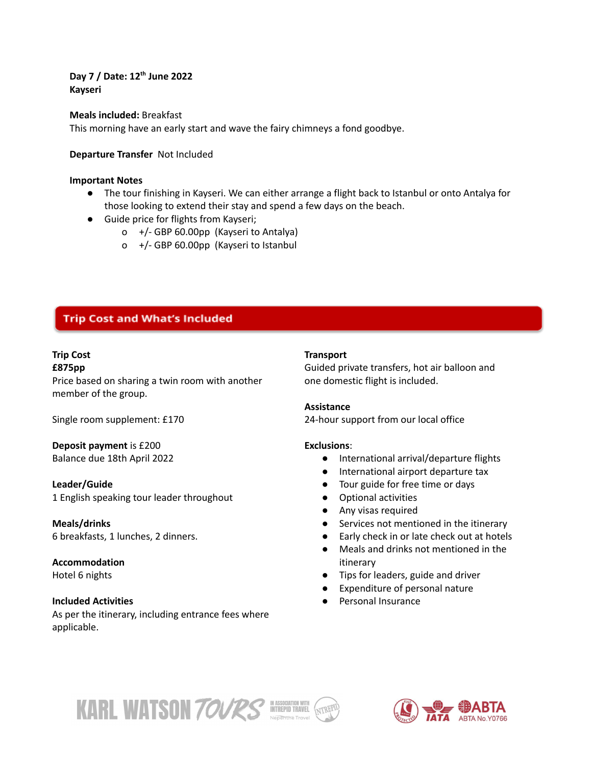**Day 7 / Date: 12th June 2022**
**Kayseri**

**Meals included:** Breakfast
This morning have an early start and wave the fairy chimneys a fond goodbye.

**Departure Transfer** Not Included

**Important Notes**

- The tour finishing in Kayseri. We can either arrange a flight back to Istanbul or onto Antalya for those looking to extend their stay and spend a few days on the beach.
- Guide price for flights from Kayseri;
  - +/- GBP 60.00pp (Kayseri to Antalya)
  - +/- GBP 60.00pp (Kayseri to Istanbul

## Trip Cost and What's Included

**Trip Cost**
**£875pp**
Price based on sharing a twin room with another member of the group.

Single room supplement: £170

**Deposit payment** is £200
Balance due 18th April 2022

**Leader/Guide**
1 English speaking tour leader throughout

**Meals/drinks**
6 breakfasts, 1 lunches, 2 dinners.

**Accommodation**
Hotel 6 nights

**Included Activities**
As per the itinerary, including entrance fees where applicable.

**Transport**
Guided private transfers, hot air balloon and one domestic flight is included.

**Assistance**
24-hour support from our local office

**Exclusions**:

- International arrival/departure flights
- International airport departure tax
- Tour guide for free time or days
- Optional activities
- Any visas required
- Services not mentioned in the itinerary
- Early check in or late check out at hotels
- Meals and drinks not mentioned in the itinerary
- Tips for leaders, guide and driver
- Expenditure of personal nature
- Personal Insurance

KARL WATSON TOURS IN ASSOCIATION WITH INTREPID TRAVEL Nepenthe Travel

IATA ABTA ABTA No.Y0766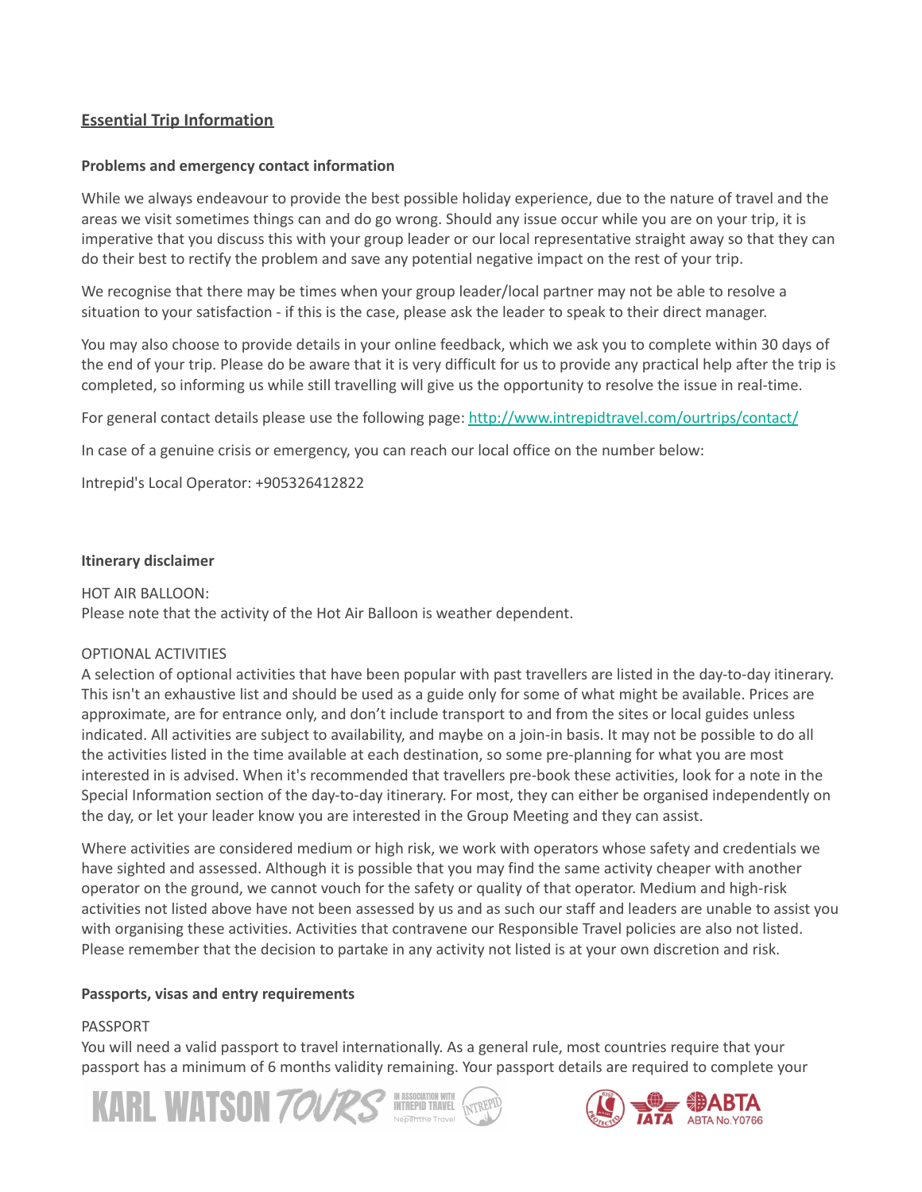## Essential Trip Information

### Problems and emergency contact information

While we always endeavour to provide the best possible holiday experience, due to the nature of travel and the areas we visit sometimes things can and do go wrong. Should any issue occur while you are on your trip, it is imperative that you discuss this with your group leader or our local representative straight away so that they can do their best to rectify the problem and save any potential negative impact on the rest of your trip.

We recognise that there may be times when your group leader/local partner may not be able to resolve a situation to your satisfaction - if this is the case, please ask the leader to speak to their direct manager.

You may also choose to provide details in your online feedback, which we ask you to complete within 30 days of the end of your trip. Please do be aware that it is very difficult for us to provide any practical help after the trip is completed, so informing us while still travelling will give us the opportunity to resolve the issue in real-time.

For general contact details please use the following page: [http://www.intrepidtravel.com/ourtrips/contact/](http://www.intrepidtravel.com/ourtrips/contact/)

In case of a genuine crisis or emergency, you can reach our local office on the number below:

Intrepid's Local Operator: +905326412822

### Itinerary disclaimer

HOT AIR BALLOON:
Please note that the activity of the Hot Air Balloon is weather dependent.

OPTIONAL ACTIVITIES
A selection of optional activities that have been popular with past travellers are listed in the day-to-day itinerary. This isn't an exhaustive list and should be used as a guide only for some of what might be available. Prices are approximate, are for entrance only, and don't include transport to and from the sites or local guides unless indicated. All activities are subject to availability, and maybe on a join-in basis. It may not be possible to do all the activities listed in the time available at each destination, so some pre-planning for what you are most interested in is advised. When it's recommended that travellers pre-book these activities, look for a note in the Special Information section of the day-to-day itinerary. For most, they can either be organised independently on the day, or let your leader know you are interested in the Group Meeting and they can assist.

Where activities are considered medium or high risk, we work with operators whose safety and credentials we have sighted and assessed. Although it is possible that you may find the same activity cheaper with another operator on the ground, we cannot vouch for the safety or quality of that operator. Medium and high-risk activities not listed above have not been assessed by us and as such our staff and leaders are unable to assist you with organising these activities. Activities that contravene our Responsible Travel policies are also not listed. Please remember that the decision to partake in any activity not listed is at your own discretion and risk.

### Passports, visas and entry requirements

PASSPORT
You will need a valid passport to travel internationally. As a general rule, most countries require that your passport has a minimum of 6 months validity remaining. Your passport details are required to complete your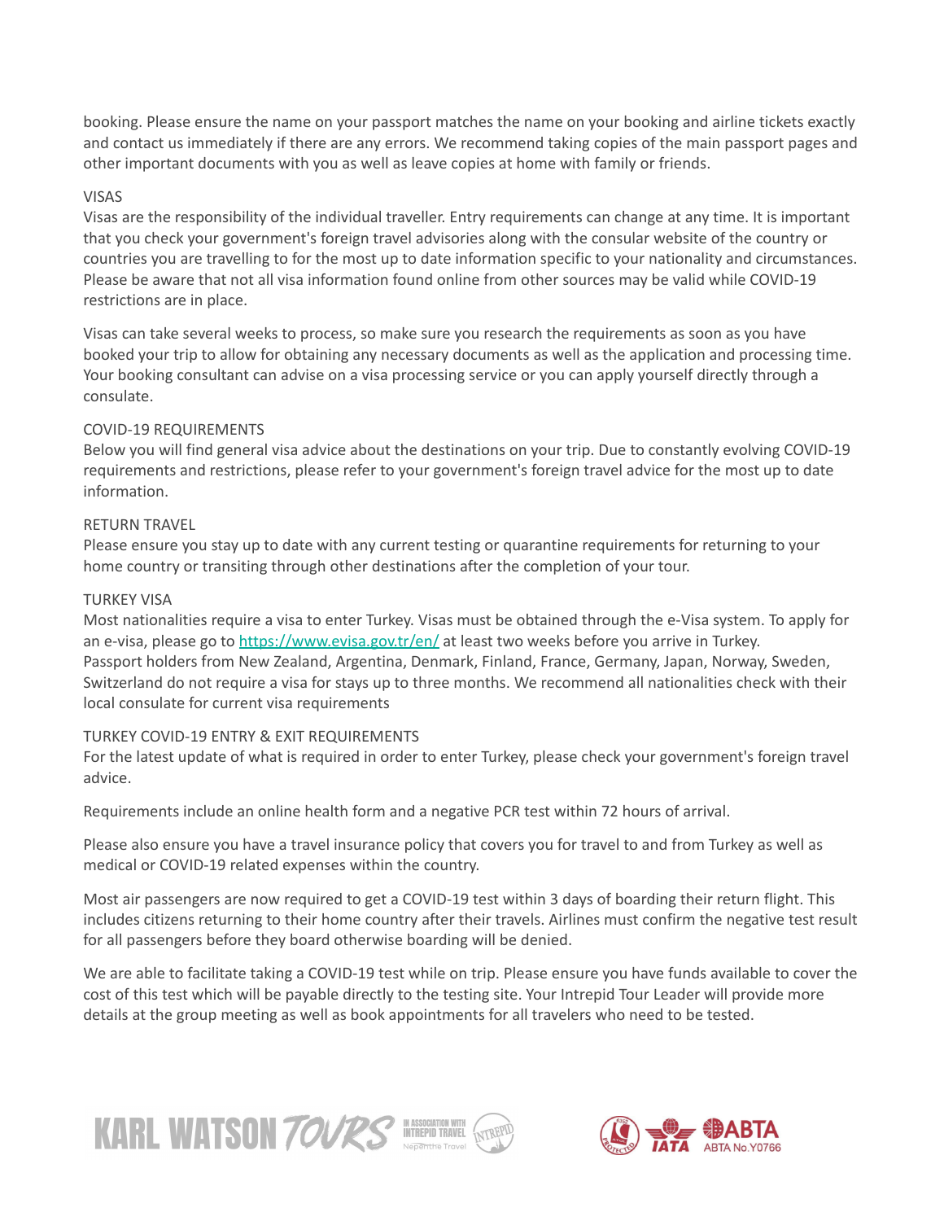booking. Please ensure the name on your passport matches the name on your booking and airline tickets exactly and contact us immediately if there are any errors. We recommend taking copies of the main passport pages and other important documents with you as well as leave copies at home with family or friends.

VISAS

Visas are the responsibility of the individual traveller. Entry requirements can change at any time. It is important that you check your government's foreign travel advisories along with the consular website of the country or countries you are travelling to for the most up to date information specific to your nationality and circumstances. Please be aware that not all visa information found online from other sources may be valid while COVID-19 restrictions are in place.

Visas can take several weeks to process, so make sure you research the requirements as soon as you have booked your trip to allow for obtaining any necessary documents as well as the application and processing time. Your booking consultant can advise on a visa processing service or you can apply yourself directly through a consulate.

COVID-19 REQUIREMENTS

Below you will find general visa advice about the destinations on your trip. Due to constantly evolving COVID-19 requirements and restrictions, please refer to your government's foreign travel advice for the most up to date information.

RETURN TRAVEL

Please ensure you stay up to date with any current testing or quarantine requirements for returning to your home country or transiting through other destinations after the completion of your tour.

TURKEY VISA

Most nationalities require a visa to enter Turkey. Visas must be obtained through the e-Visa system. To apply for an e-visa, please go to https://www.evisa.gov.tr/en/ at least two weeks before you arrive in Turkey. Passport holders from New Zealand, Argentina, Denmark, Finland, France, Germany, Japan, Norway, Sweden, Switzerland do not require a visa for stays up to three months. We recommend all nationalities check with their local consulate for current visa requirements

TURKEY COVID-19 ENTRY & EXIT REQUIREMENTS

For the latest update of what is required in order to enter Turkey, please check your government's foreign travel advice.

Requirements include an online health form and a negative PCR test within 72 hours of arrival.

Please also ensure you have a travel insurance policy that covers you for travel to and from Turkey as well as medical or COVID-19 related expenses within the country.

Most air passengers are now required to get a COVID-19 test within 3 days of boarding their return flight. This includes citizens returning to their home country after their travels. Airlines must confirm the negative test result for all passengers before they board otherwise boarding will be denied.

We are able to facilitate taking a COVID-19 test while on trip. Please ensure you have funds available to cover the cost of this test which will be payable directly to the testing site. Your Intrepid Tour Leader will provide more details at the group meeting as well as book appointments for all travelers who need to be tested.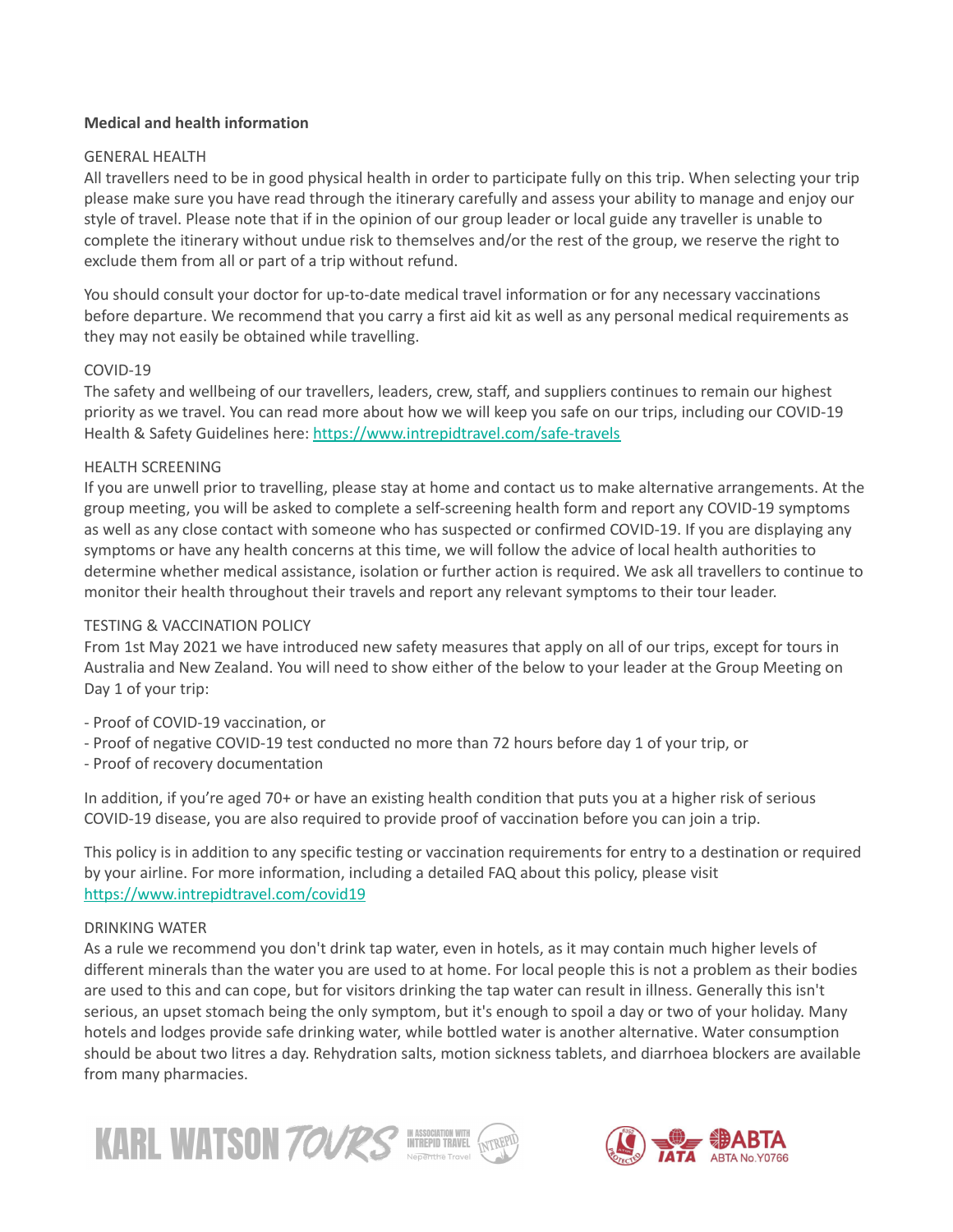**Medical and health information**

GENERAL HEALTH

All travellers need to be in good physical health in order to participate fully on this trip. When selecting your trip please make sure you have read through the itinerary carefully and assess your ability to manage and enjoy our style of travel. Please note that if in the opinion of our group leader or local guide any traveller is unable to complete the itinerary without undue risk to themselves and/or the rest of the group, we reserve the right to exclude them from all or part of a trip without refund.

You should consult your doctor for up-to-date medical travel information or for any necessary vaccinations before departure. We recommend that you carry a first aid kit as well as any personal medical requirements as they may not easily be obtained while travelling.

COVID-19

The safety and wellbeing of our travellers, leaders, crew, staff, and suppliers continues to remain our highest priority as we travel. You can read more about how we will keep you safe on our trips, including our COVID-19 Health & Safety Guidelines here: https://www.intrepidtravel.com/safe-travels

HEALTH SCREENING

If you are unwell prior to travelling, please stay at home and contact us to make alternative arrangements. At the group meeting, you will be asked to complete a self-screening health form and report any COVID-19 symptoms as well as any close contact with someone who has suspected or confirmed COVID-19. If you are displaying any symptoms or have any health concerns at this time, we will follow the advice of local health authorities to determine whether medical assistance, isolation or further action is required. We ask all travellers to continue to monitor their health throughout their travels and report any relevant symptoms to their tour leader.

TESTING & VACCINATION POLICY

From 1st May 2021 we have introduced new safety measures that apply on all of our trips, except for tours in Australia and New Zealand. You will need to show either of the below to your leader at the Group Meeting on Day 1 of your trip:

- Proof of COVID-19 vaccination, or
- Proof of negative COVID-19 test conducted no more than 72 hours before day 1 of your trip, or
- Proof of recovery documentation

In addition, if you're aged 70+ or have an existing health condition that puts you at a higher risk of serious COVID-19 disease, you are also required to provide proof of vaccination before you can join a trip.

This policy is in addition to any specific testing or vaccination requirements for entry to a destination or required by your airline. For more information, including a detailed FAQ about this policy, please visit https://www.intrepidtravel.com/covid19

DRINKING WATER

As a rule we recommend you don't drink tap water, even in hotels, as it may contain much higher levels of different minerals than the water you are used to at home. For local people this is not a problem as their bodies are used to this and can cope, but for visitors drinking the tap water can result in illness. Generally this isn't serious, an upset stomach being the only symptom, but it's enough to spoil a day or two of your holiday. Many hotels and lodges provide safe drinking water, while bottled water is another alternative. Water consumption should be about two litres a day. Rehydration salts, motion sickness tablets, and diarrhoea blockers are available from many pharmacies.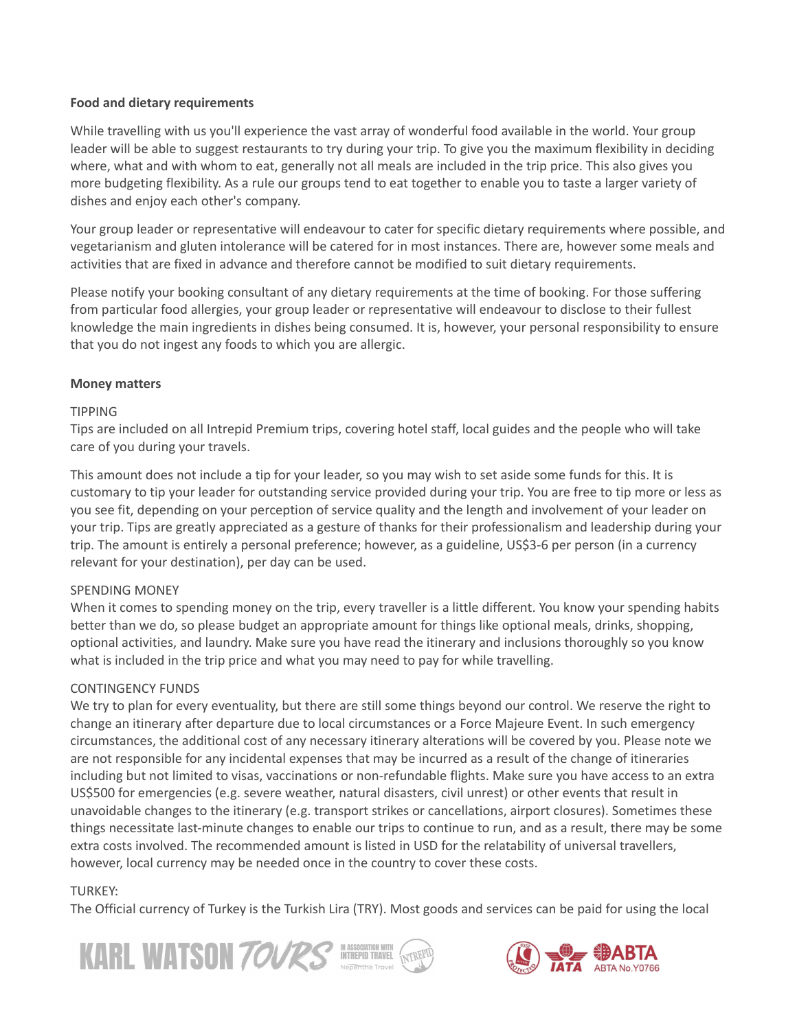**Food and dietary requirements**

While travelling with us you'll experience the vast array of wonderful food available in the world. Your group leader will be able to suggest restaurants to try during your trip. To give you the maximum flexibility in deciding where, what and with whom to eat, generally not all meals are included in the trip price. This also gives you more budgeting flexibility. As a rule our groups tend to eat together to enable you to taste a larger variety of dishes and enjoy each other's company.

Your group leader or representative will endeavour to cater for specific dietary requirements where possible, and vegetarianism and gluten intolerance will be catered for in most instances. There are, however some meals and activities that are fixed in advance and therefore cannot be modified to suit dietary requirements.

Please notify your booking consultant of any dietary requirements at the time of booking. For those suffering from particular food allergies, your group leader or representative will endeavour to disclose to their fullest knowledge the main ingredients in dishes being consumed. It is, however, your personal responsibility to ensure that you do not ingest any foods to which you are allergic.

**Money matters**

TIPPING

Tips are included on all Intrepid Premium trips, covering hotel staff, local guides and the people who will take care of you during your travels.

This amount does not include a tip for your leader, so you may wish to set aside some funds for this. It is customary to tip your leader for outstanding service provided during your trip. You are free to tip more or less as you see fit, depending on your perception of service quality and the length and involvement of your leader on your trip. Tips are greatly appreciated as a gesture of thanks for their professionalism and leadership during your trip. The amount is entirely a personal preference; however, as a guideline, US$3-6 per person (in a currency relevant for your destination), per day can be used.

SPENDING MONEY

When it comes to spending money on the trip, every traveller is a little different. You know your spending habits better than we do, so please budget an appropriate amount for things like optional meals, drinks, shopping, optional activities, and laundry. Make sure you have read the itinerary and inclusions thoroughly so you know what is included in the trip price and what you may need to pay for while travelling.

CONTINGENCY FUNDS

We try to plan for every eventuality, but there are still some things beyond our control. We reserve the right to change an itinerary after departure due to local circumstances or a Force Majeure Event. In such emergency circumstances, the additional cost of any necessary itinerary alterations will be covered by you. Please note we are not responsible for any incidental expenses that may be incurred as a result of the change of itineraries including but not limited to visas, vaccinations or non-refundable flights. Make sure you have access to an extra US$500 for emergencies (e.g. severe weather, natural disasters, civil unrest) or other events that result in unavoidable changes to the itinerary (e.g. transport strikes or cancellations, airport closures). Sometimes these things necessitate last-minute changes to enable our trips to continue to run, and as a result, there may be some extra costs involved. The recommended amount is listed in USD for the relatability of universal travellers, however, local currency may be needed once in the country to cover these costs.

TURKEY:

The Official currency of Turkey is the Turkish Lira (TRY). Most goods and services can be paid for using the local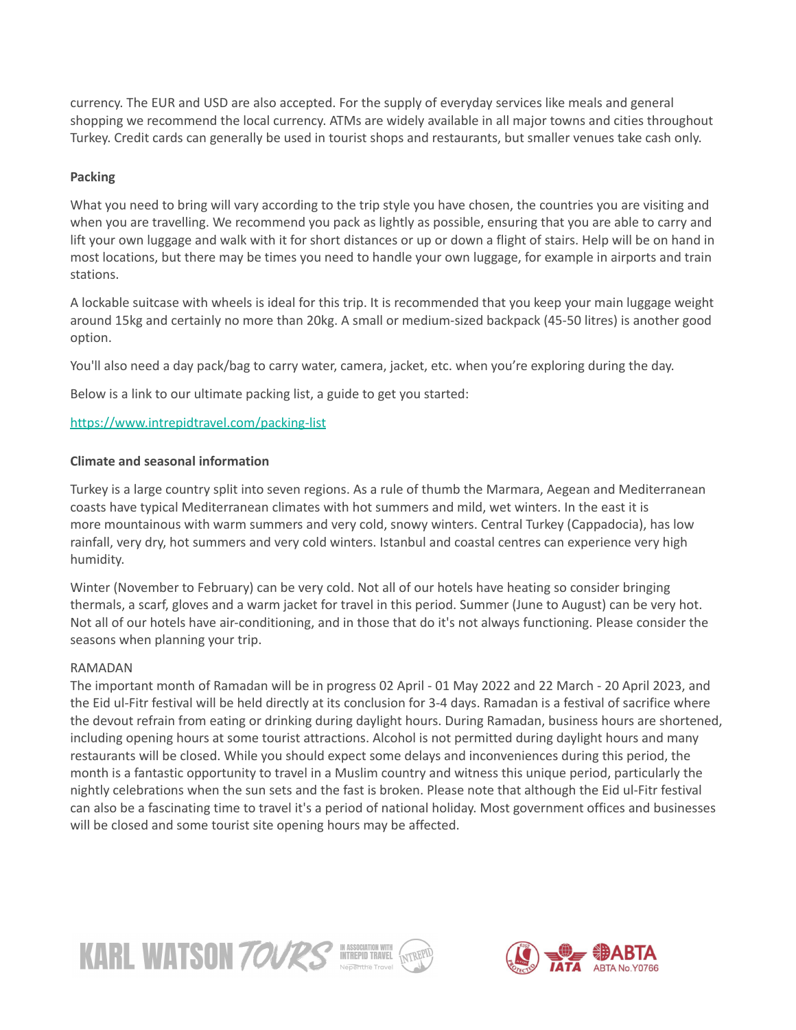currency. The EUR and USD are also accepted. For the supply of everyday services like meals and general shopping we recommend the local currency. ATMs are widely available in all major towns and cities throughout Turkey. Credit cards can generally be used in tourist shops and restaurants, but smaller venues take cash only.

**Packing**

What you need to bring will vary according to the trip style you have chosen, the countries you are visiting and when you are travelling. We recommend you pack as lightly as possible, ensuring that you are able to carry and lift your own luggage and walk with it for short distances or up or down a flight of stairs. Help will be on hand in most locations, but there may be times you need to handle your own luggage, for example in airports and train stations.

A lockable suitcase with wheels is ideal for this trip. It is recommended that you keep your main luggage weight around 15kg and certainly no more than 20kg. A small or medium-sized backpack (45-50 litres) is another good option.

You'll also need a day pack/bag to carry water, camera, jacket, etc. when you're exploring during the day.

Below is a link to our ultimate packing list, a guide to get you started:

https://www.intrepidtravel.com/packing-list

**Climate and seasonal information**

Turkey is a large country split into seven regions. As a rule of thumb the Marmara, Aegean and Mediterranean coasts have typical Mediterranean climates with hot summers and mild, wet winters. In the east it is more mountainous with warm summers and very cold, snowy winters. Central Turkey (Cappadocia), has low rainfall, very dry, hot summers and very cold winters. Istanbul and coastal centres can experience very high humidity.

Winter (November to February) can be very cold. Not all of our hotels have heating so consider bringing thermals, a scarf, gloves and a warm jacket for travel in this period. Summer (June to August) can be very hot. Not all of our hotels have air-conditioning, and in those that do it's not always functioning. Please consider the seasons when planning your trip.

RAMADAN
The important month of Ramadan will be in progress 02 April - 01 May 2022 and 22 March - 20 April 2023, and the Eid ul-Fitr festival will be held directly at its conclusion for 3-4 days. Ramadan is a festival of sacrifice where the devout refrain from eating or drinking during daylight hours. During Ramadan, business hours are shortened, including opening hours at some tourist attractions. Alcohol is not permitted during daylight hours and many restaurants will be closed. While you should expect some delays and inconveniences during this period, the month is a fantastic opportunity to travel in a Muslim country and witness this unique period, particularly the nightly celebrations when the sun sets and the fast is broken. Please note that although the Eid ul-Fitr festival can also be a fascinating time to travel it's a period of national holiday. Most government offices and businesses will be closed and some tourist site opening hours may be affected.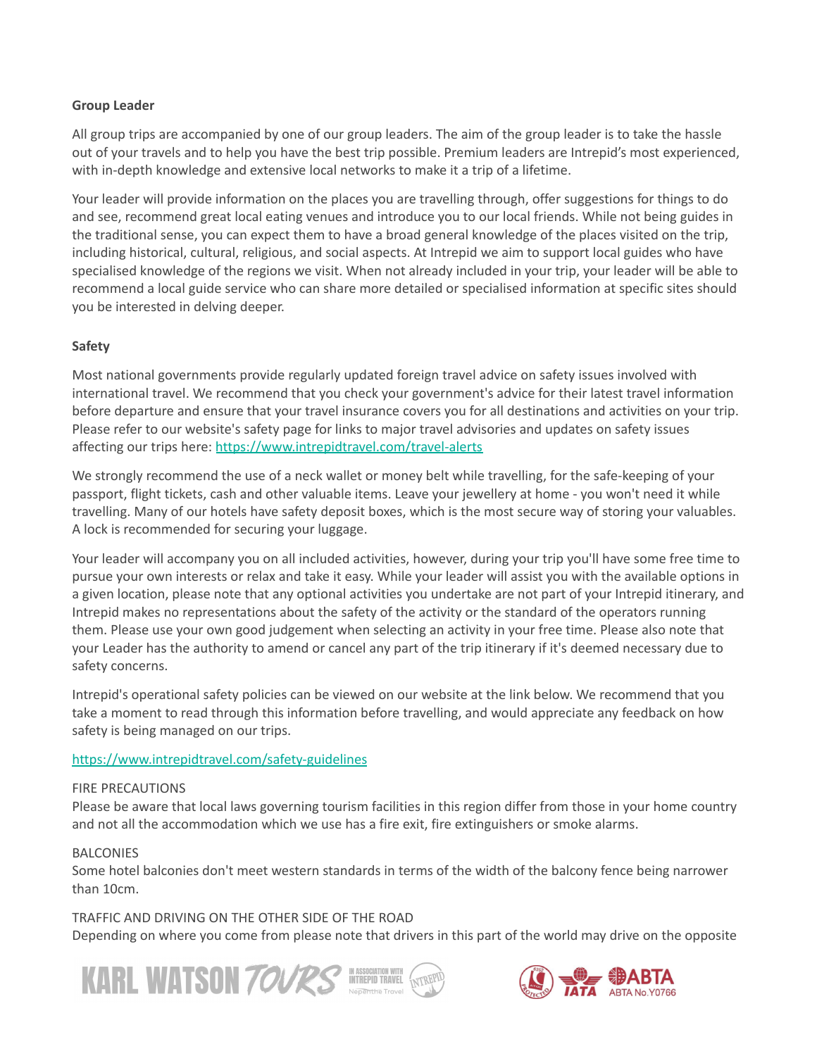**Group Leader**

All group trips are accompanied by one of our group leaders. The aim of the group leader is to take the hassle out of your travels and to help you have the best trip possible. Premium leaders are Intrepid's most experienced, with in-depth knowledge and extensive local networks to make it a trip of a lifetime.

Your leader will provide information on the places you are travelling through, offer suggestions for things to do and see, recommend great local eating venues and introduce you to our local friends. While not being guides in the traditional sense, you can expect them to have a broad general knowledge of the places visited on the trip, including historical, cultural, religious, and social aspects. At Intrepid we aim to support local guides who have specialised knowledge of the regions we visit. When not already included in your trip, your leader will be able to recommend a local guide service who can share more detailed or specialised information at specific sites should you be interested in delving deeper.

**Safety**

Most national governments provide regularly updated foreign travel advice on safety issues involved with international travel. We recommend that you check your government's advice for their latest travel information before departure and ensure that your travel insurance covers you for all destinations and activities on your trip. Please refer to our website's safety page for links to major travel advisories and updates on safety issues affecting our trips here: https://www.intrepidtravel.com/travel-alerts

We strongly recommend the use of a neck wallet or money belt while travelling, for the safe-keeping of your passport, flight tickets, cash and other valuable items. Leave your jewellery at home - you won't need it while travelling. Many of our hotels have safety deposit boxes, which is the most secure way of storing your valuables. A lock is recommended for securing your luggage.

Your leader will accompany you on all included activities, however, during your trip you'll have some free time to pursue your own interests or relax and take it easy. While your leader will assist you with the available options in a given location, please note that any optional activities you undertake are not part of your Intrepid itinerary, and Intrepid makes no representations about the safety of the activity or the standard of the operators running them. Please use your own good judgement when selecting an activity in your free time. Please also note that your Leader has the authority to amend or cancel any part of the trip itinerary if it's deemed necessary due to safety concerns.

Intrepid's operational safety policies can be viewed on our website at the link below. We recommend that you take a moment to read through this information before travelling, and would appreciate any feedback on how safety is being managed on our trips.

https://www.intrepidtravel.com/safety-guidelines

FIRE PRECAUTIONS
Please be aware that local laws governing tourism facilities in this region differ from those in your home country and not all the accommodation which we use has a fire exit, fire extinguishers or smoke alarms.

BALCONIES
Some hotel balconies don't meet western standards in terms of the width of the balcony fence being narrower than 10cm.

TRAFFIC AND DRIVING ON THE OTHER SIDE OF THE ROAD
Depending on where you come from please note that drivers in this part of the world may drive on the opposite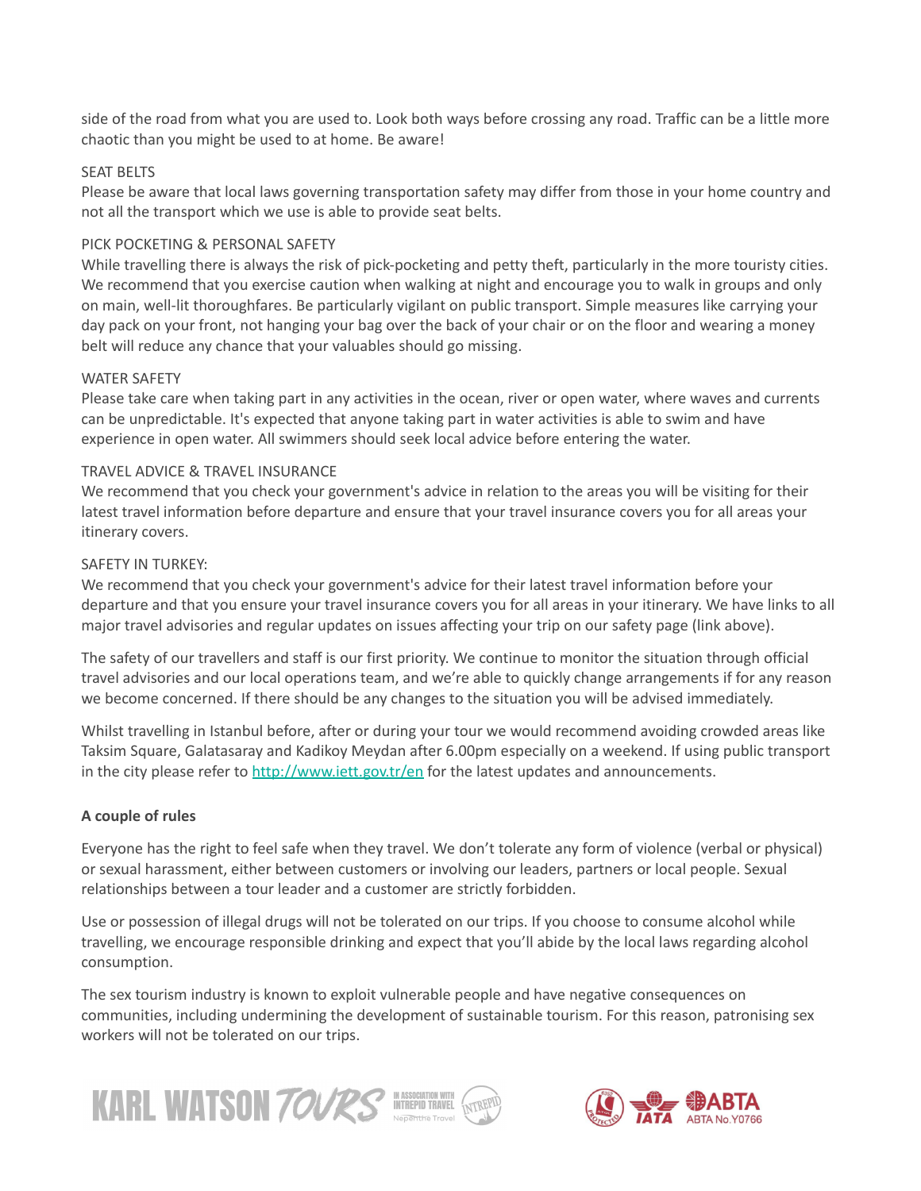side of the road from what you are used to. Look both ways before crossing any road. Traffic can be a little more chaotic than you might be used to at home. Be aware!

SEAT BELTS
Please be aware that local laws governing transportation safety may differ from those in your home country and not all the transport which we use is able to provide seat belts.

PICK POCKETING & PERSONAL SAFETY
While travelling there is always the risk of pick-pocketing and petty theft, particularly in the more touristy cities. We recommend that you exercise caution when walking at night and encourage you to walk in groups and only on main, well-lit thoroughfares. Be particularly vigilant on public transport. Simple measures like carrying your day pack on your front, not hanging your bag over the back of your chair or on the floor and wearing a money belt will reduce any chance that your valuables should go missing.

WATER SAFETY
Please take care when taking part in any activities in the ocean, river or open water, where waves and currents can be unpredictable. It's expected that anyone taking part in water activities is able to swim and have experience in open water. All swimmers should seek local advice before entering the water.

TRAVEL ADVICE & TRAVEL INSURANCE
We recommend that you check your government's advice in relation to the areas you will be visiting for their latest travel information before departure and ensure that your travel insurance covers you for all areas your itinerary covers.

SAFETY IN TURKEY:
We recommend that you check your government's advice for their latest travel information before your departure and that you ensure your travel insurance covers you for all areas in your itinerary. We have links to all major travel advisories and regular updates on issues affecting your trip on our safety page (link above).

The safety of our travellers and staff is our first priority. We continue to monitor the situation through official travel advisories and our local operations team, and we're able to quickly change arrangements if for any reason we become concerned. If there should be any changes to the situation you will be advised immediately.

Whilst travelling in Istanbul before, after or during your tour we would recommend avoiding crowded areas like Taksim Square, Galatasaray and Kadikoy Meydan after 6.00pm especially on a weekend. If using public transport in the city please refer to http://www.iett.gov.tr/en for the latest updates and announcements.

**A couple of rules**

Everyone has the right to feel safe when they travel. We don't tolerate any form of violence (verbal or physical) or sexual harassment, either between customers or involving our leaders, partners or local people. Sexual relationships between a tour leader and a customer are strictly forbidden.

Use or possession of illegal drugs will not be tolerated on our trips. If you choose to consume alcohol while travelling, we encourage responsible drinking and expect that you'll abide by the local laws regarding alcohol consumption.

The sex tourism industry is known to exploit vulnerable people and have negative consequences on communities, including undermining the development of sustainable tourism. For this reason, patronising sex workers will not be tolerated on our trips.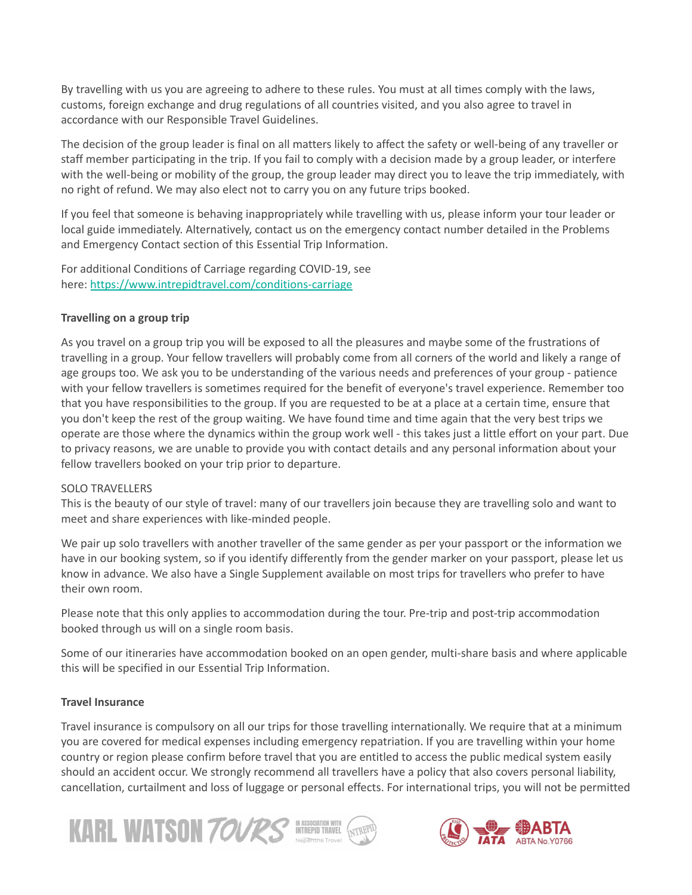By travelling with us you are agreeing to adhere to these rules. You must at all times comply with the laws, customs, foreign exchange and drug regulations of all countries visited, and you also agree to travel in accordance with our Responsible Travel Guidelines.

The decision of the group leader is final on all matters likely to affect the safety or well-being of any traveller or staff member participating in the trip. If you fail to comply with a decision made by a group leader, or interfere with the well-being or mobility of the group, the group leader may direct you to leave the trip immediately, with no right of refund. We may also elect not to carry you on any future trips booked.

If you feel that someone is behaving inappropriately while travelling with us, please inform your tour leader or local guide immediately. Alternatively, contact us on the emergency contact number detailed in the Problems and Emergency Contact section of this Essential Trip Information.

For additional Conditions of Carriage regarding COVID-19, see here: [https://www.intrepidtravel.com/conditions-carriage](https://www.intrepidtravel.com/conditions-carriage)

**Travelling on a group trip**

As you travel on a group trip you will be exposed to all the pleasures and maybe some of the frustrations of travelling in a group. Your fellow travellers will probably come from all corners of the world and likely a range of age groups too. We ask you to be understanding of the various needs and preferences of your group - patience with your fellow travellers is sometimes required for the benefit of everyone's travel experience. Remember too that you have responsibilities to the group. If you are requested to be at a place at a certain time, ensure that you don't keep the rest of the group waiting. We have found time and time again that the very best trips we operate are those where the dynamics within the group work well - this takes just a little effort on your part. Due to privacy reasons, we are unable to provide you with contact details and any personal information about your fellow travellers booked on your trip prior to departure.

SOLO TRAVELLERS
This is the beauty of our style of travel: many of our travellers join because they are travelling solo and want to meet and share experiences with like-minded people.

We pair up solo travellers with another traveller of the same gender as per your passport or the information we have in our booking system, so if you identify differently from the gender marker on your passport, please let us know in advance. We also have a Single Supplement available on most trips for travellers who prefer to have their own room.

Please note that this only applies to accommodation during the tour. Pre-trip and post-trip accommodation booked through us will on a single room basis.

Some of our itineraries have accommodation booked on an open gender, multi-share basis and where applicable this will be specified in our Essential Trip Information.

**Travel Insurance**

Travel insurance is compulsory on all our trips for those travelling internationally. We require that at a minimum you are covered for medical expenses including emergency repatriation. If you are travelling within your home country or region please confirm before travel that you are entitled to access the public medical system easily should an accident occur. We strongly recommend all travellers have a policy that also covers personal liability, cancellation, curtailment and loss of luggage or personal effects. For international trips, you will not be permitted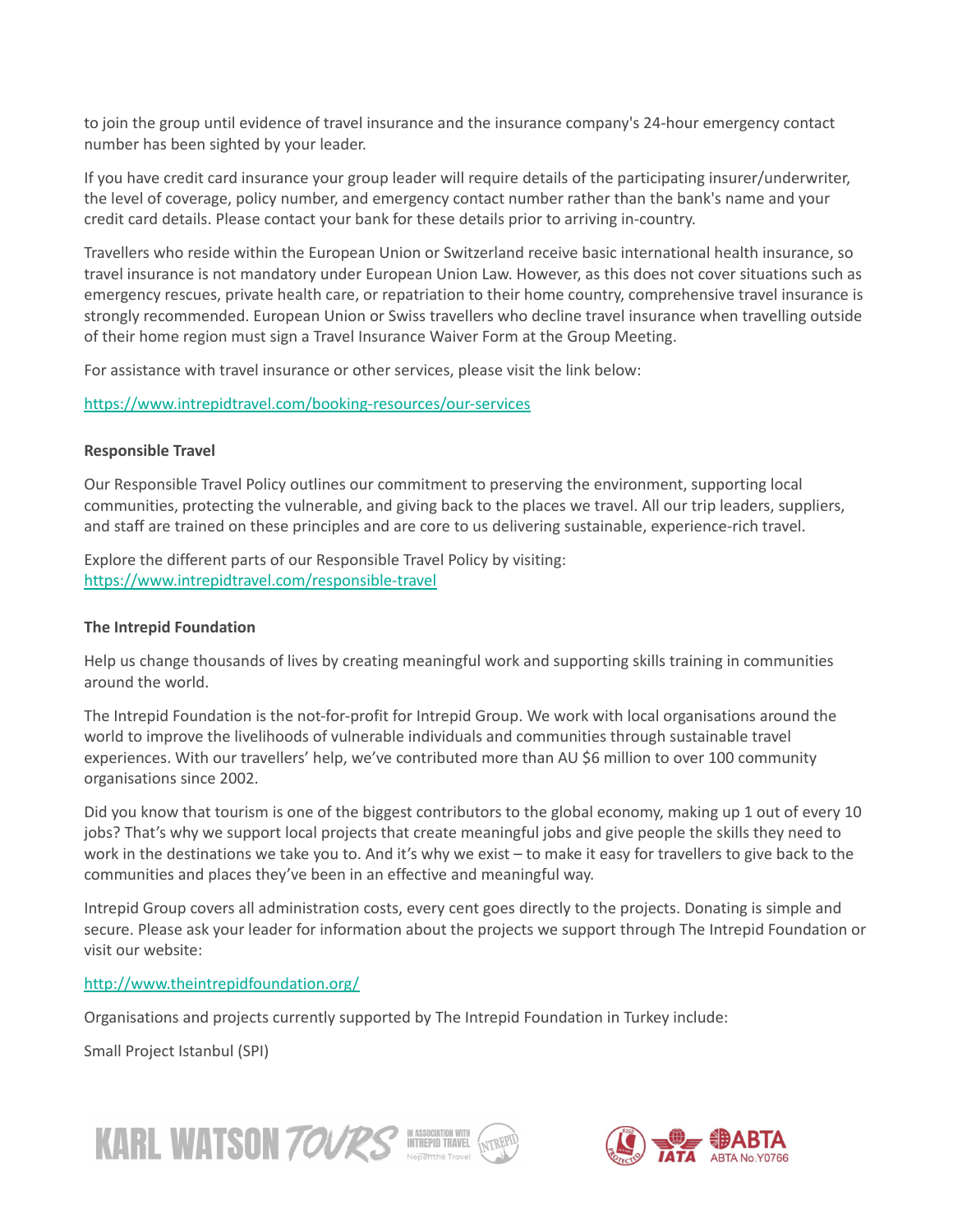to join the group until evidence of travel insurance and the insurance company's 24-hour emergency contact number has been sighted by your leader.

If you have credit card insurance your group leader will require details of the participating insurer/underwriter, the level of coverage, policy number, and emergency contact number rather than the bank's name and your credit card details. Please contact your bank for these details prior to arriving in-country.

Travellers who reside within the European Union or Switzerland receive basic international health insurance, so travel insurance is not mandatory under European Union Law. However, as this does not cover situations such as emergency rescues, private health care, or repatriation to their home country, comprehensive travel insurance is strongly recommended. European Union or Swiss travellers who decline travel insurance when travelling outside of their home region must sign a Travel Insurance Waiver Form at the Group Meeting.

For assistance with travel insurance or other services, please visit the link below:

https://www.intrepidtravel.com/booking-resources/our-services

**Responsible Travel**

Our Responsible Travel Policy outlines our commitment to preserving the environment, supporting local communities, protecting the vulnerable, and giving back to the places we travel. All our trip leaders, suppliers, and staff are trained on these principles and are core to us delivering sustainable, experience-rich travel.

Explore the different parts of our Responsible Travel Policy by visiting:
https://www.intrepidtravel.com/responsible-travel

**The Intrepid Foundation**

Help us change thousands of lives by creating meaningful work and supporting skills training in communities around the world.

The Intrepid Foundation is the not-for-profit for Intrepid Group. We work with local organisations around the world to improve the livelihoods of vulnerable individuals and communities through sustainable travel experiences. With our travellers' help, we've contributed more than AU $6 million to over 100 community organisations since 2002.

Did you know that tourism is one of the biggest contributors to the global economy, making up 1 out of every 10 jobs? That's why we support local projects that create meaningful jobs and give people the skills they need to work in the destinations we take you to. And it's why we exist – to make it easy for travellers to give back to the communities and places they've been in an effective and meaningful way.

Intrepid Group covers all administration costs, every cent goes directly to the projects. Donating is simple and secure. Please ask your leader for information about the projects we support through The Intrepid Foundation or visit our website:

http://www.theintrepidfoundation.org/

Organisations and projects currently supported by The Intrepid Foundation in Turkey include:

Small Project Istanbul (SPI)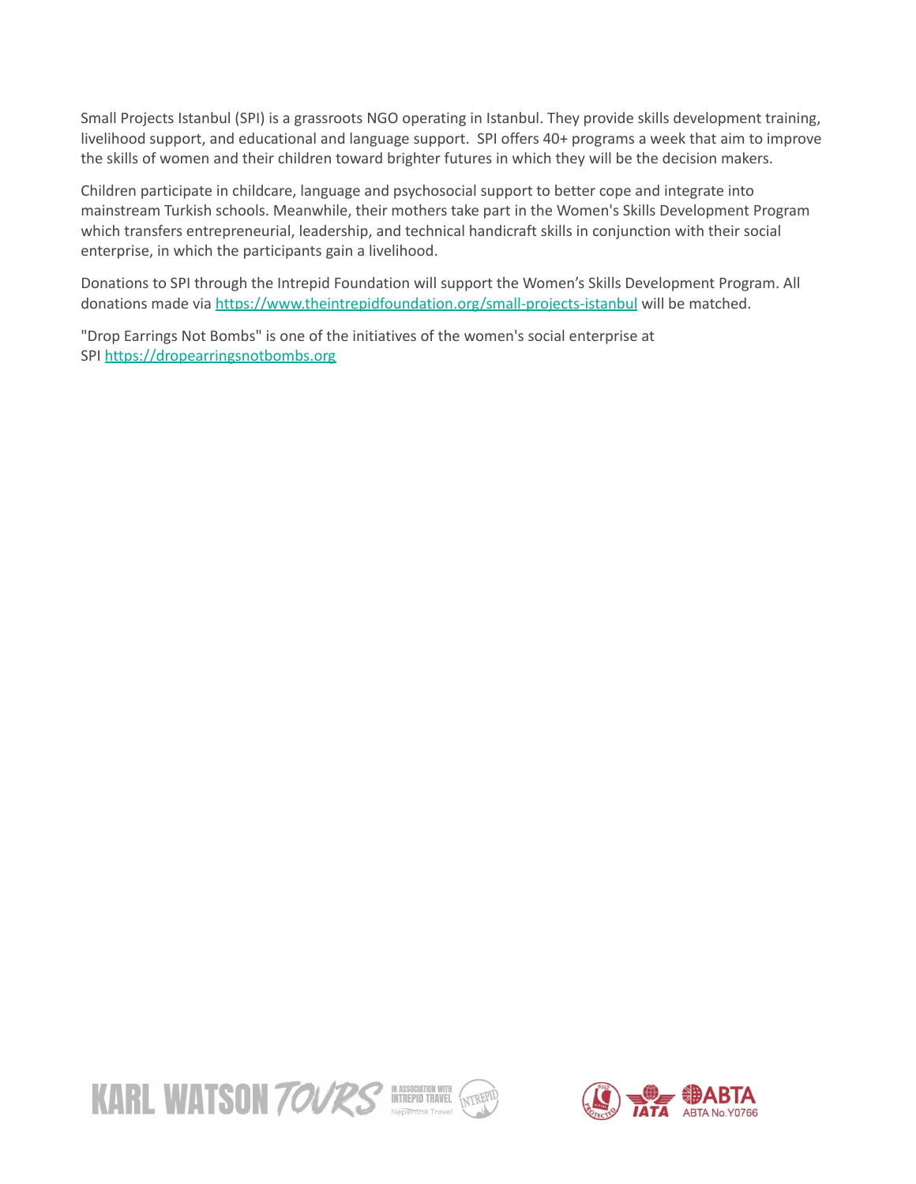Small Projects Istanbul (SPI) is a grassroots NGO operating in Istanbul. They provide skills development training, livelihood support, and educational and language support. SPI offers 40+ programs a week that aim to improve the skills of women and their children toward brighter futures in which they will be the decision makers.

Children participate in childcare, language and psychosocial support to better cope and integrate into mainstream Turkish schools. Meanwhile, their mothers take part in the Women's Skills Development Program which transfers entrepreneurial, leadership, and technical handicraft skills in conjunction with their social enterprise, in which the participants gain a livelihood.

Donations to SPI through the Intrepid Foundation will support the Women's Skills Development Program. All donations made via https://www.theintrepidfoundation.org/small-projects-istanbul will be matched.

"Drop Earrings Not Bombs" is one of the initiatives of the women's social enterprise at SPI https://dropearringsnotbombs.org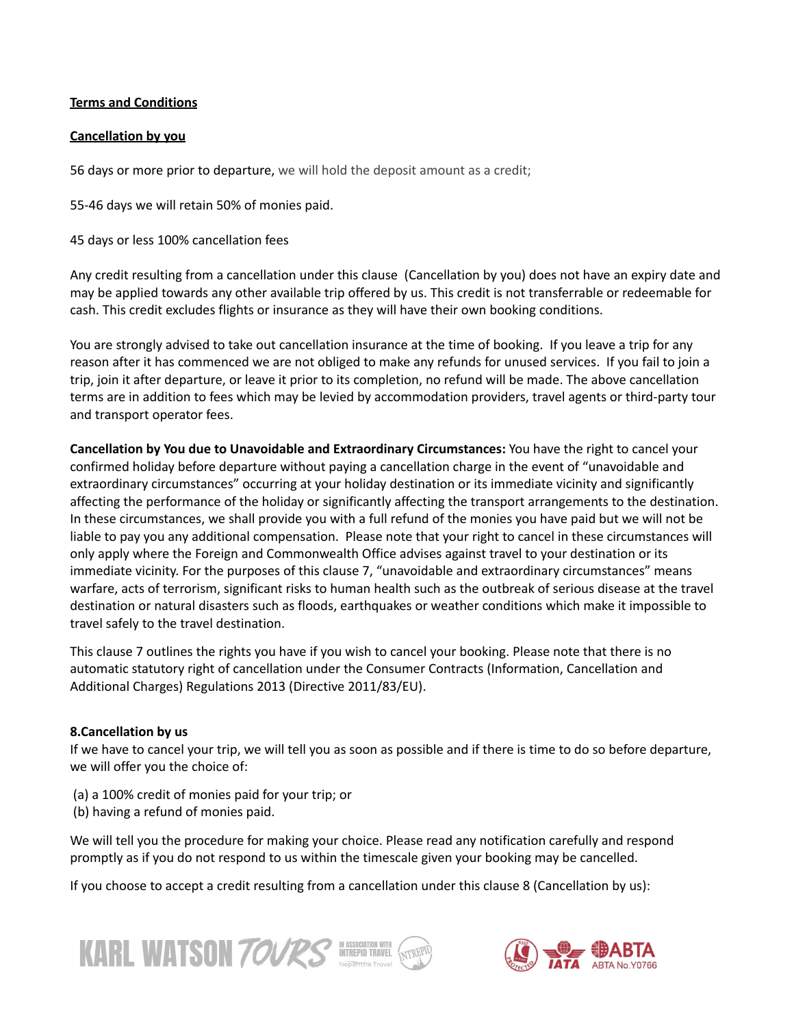**Terms and Conditions**

**Cancellation by you**

56 days or more prior to departure, we will hold the deposit amount as a credit;

55-46 days we will retain 50% of monies paid.

45 days or less 100% cancellation fees

Any credit resulting from a cancellation under this clause (Cancellation by you) does not have an expiry date and may be applied towards any other available trip offered by us. This credit is not transferrable or redeemable for cash. This credit excludes flights or insurance as they will have their own booking conditions.

You are strongly advised to take out cancellation insurance at the time of booking. If you leave a trip for any reason after it has commenced we are not obliged to make any refunds for unused services. If you fail to join a trip, join it after departure, or leave it prior to its completion, no refund will be made. The above cancellation terms are in addition to fees which may be levied by accommodation providers, travel agents or third-party tour and transport operator fees.

**Cancellation by You due to Unavoidable and Extraordinary Circumstances:** You have the right to cancel your confirmed holiday before departure without paying a cancellation charge in the event of "unavoidable and extraordinary circumstances" occurring at your holiday destination or its immediate vicinity and significantly affecting the performance of the holiday or significantly affecting the transport arrangements to the destination. In these circumstances, we shall provide you with a full refund of the monies you have paid but we will not be liable to pay you any additional compensation. Please note that your right to cancel in these circumstances will only apply where the Foreign and Commonwealth Office advises against travel to your destination or its immediate vicinity. For the purposes of this clause 7, "unavoidable and extraordinary circumstances" means warfare, acts of terrorism, significant risks to human health such as the outbreak of serious disease at the travel destination or natural disasters such as floods, earthquakes or weather conditions which make it impossible to travel safely to the travel destination.

This clause 7 outlines the rights you have if you wish to cancel your booking. Please note that there is no automatic statutory right of cancellation under the Consumer Contracts (Information, Cancellation and Additional Charges) Regulations 2013 (Directive 2011/83/EU).

**8.Cancellation by us**

If we have to cancel your trip, we will tell you as soon as possible and if there is time to do so before departure, we will offer you the choice of:

(a) a 100% credit of monies paid for your trip; or
(b) having a refund of monies paid.

We will tell you the procedure for making your choice. Please read any notification carefully and respond promptly as if you do not respond to us within the timescale given your booking may be cancelled.

If you choose to accept a credit resulting from a cancellation under this clause 8 (Cancellation by us):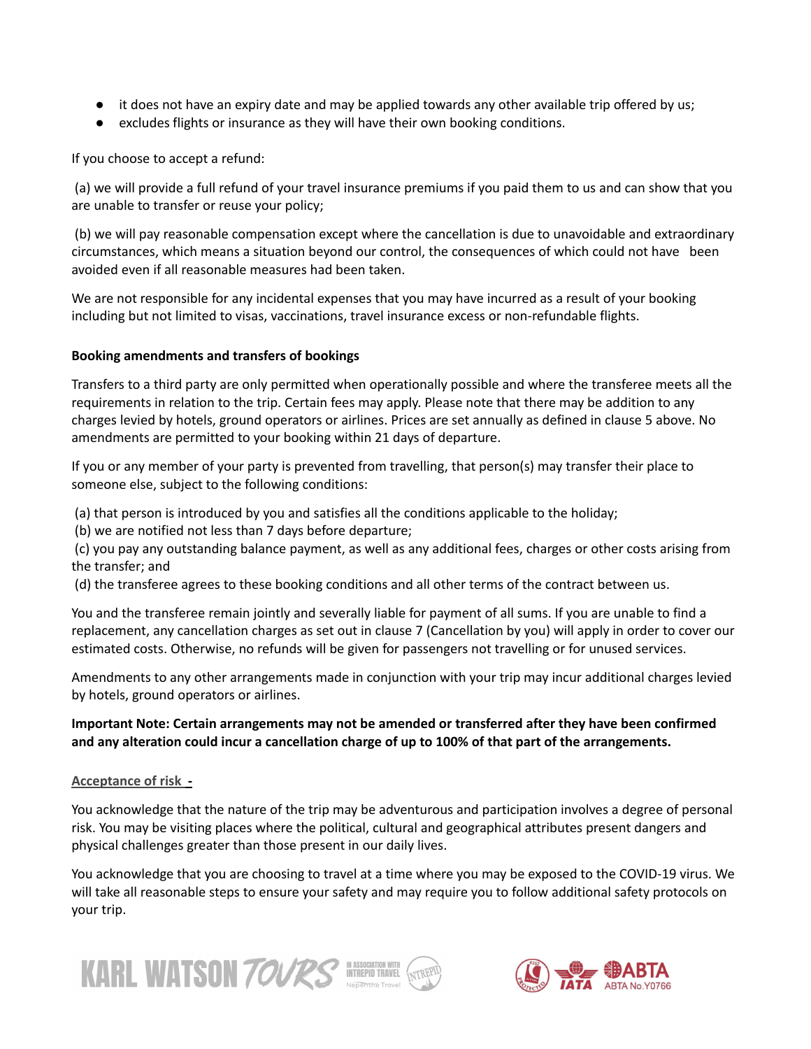- it does not have an expiry date and may be applied towards any other available trip offered by us;
- excludes flights or insurance as they will have their own booking conditions.

If you choose to accept a refund:

(a) we will provide a full refund of your travel insurance premiums if you paid them to us and can show that you are unable to transfer or reuse your policy;

(b) we will pay reasonable compensation except where the cancellation is due to unavoidable and extraordinary circumstances, which means a situation beyond our control, the consequences of which could not have been avoided even if all reasonable measures had been taken.

We are not responsible for any incidental expenses that you may have incurred as a result of your booking including but not limited to visas, vaccinations, travel insurance excess or non-refundable flights.

**Booking amendments and transfers of bookings**

Transfers to a third party are only permitted when operationally possible and where the transferee meets all the requirements in relation to the trip. Certain fees may apply. Please note that there may be addition to any charges levied by hotels, ground operators or airlines. Prices are set annually as defined in clause 5 above. No amendments are permitted to your booking within 21 days of departure.

If you or any member of your party is prevented from travelling, that person(s) may transfer their place to someone else, subject to the following conditions:

(a) that person is introduced by you and satisfies all the conditions applicable to the holiday;
(b) we are notified not less than 7 days before departure;
(c) you pay any outstanding balance payment, as well as any additional fees, charges or other costs arising from the transfer; and
(d) the transferee agrees to these booking conditions and all other terms of the contract between us.

You and the transferee remain jointly and severally liable for payment of all sums. If you are unable to find a replacement, any cancellation charges as set out in clause 7 (Cancellation by you) will apply in order to cover our estimated costs. Otherwise, no refunds will be given for passengers not travelling or for unused services.

Amendments to any other arrangements made in conjunction with your trip may incur additional charges levied by hotels, ground operators or airlines.

**Important Note: Certain arrangements may not be amended or transferred after they have been confirmed and any alteration could incur a cancellation charge of up to 100% of that part of the arrangements.**

**Acceptance of risk -**

You acknowledge that the nature of the trip may be adventurous and participation involves a degree of personal risk. You may be visiting places where the political, cultural and geographical attributes present dangers and physical challenges greater than those present in our daily lives.

You acknowledge that you are choosing to travel at a time where you may be exposed to the COVID-19 virus. We will take all reasonable steps to ensure your safety and may require you to follow additional safety protocols on your trip.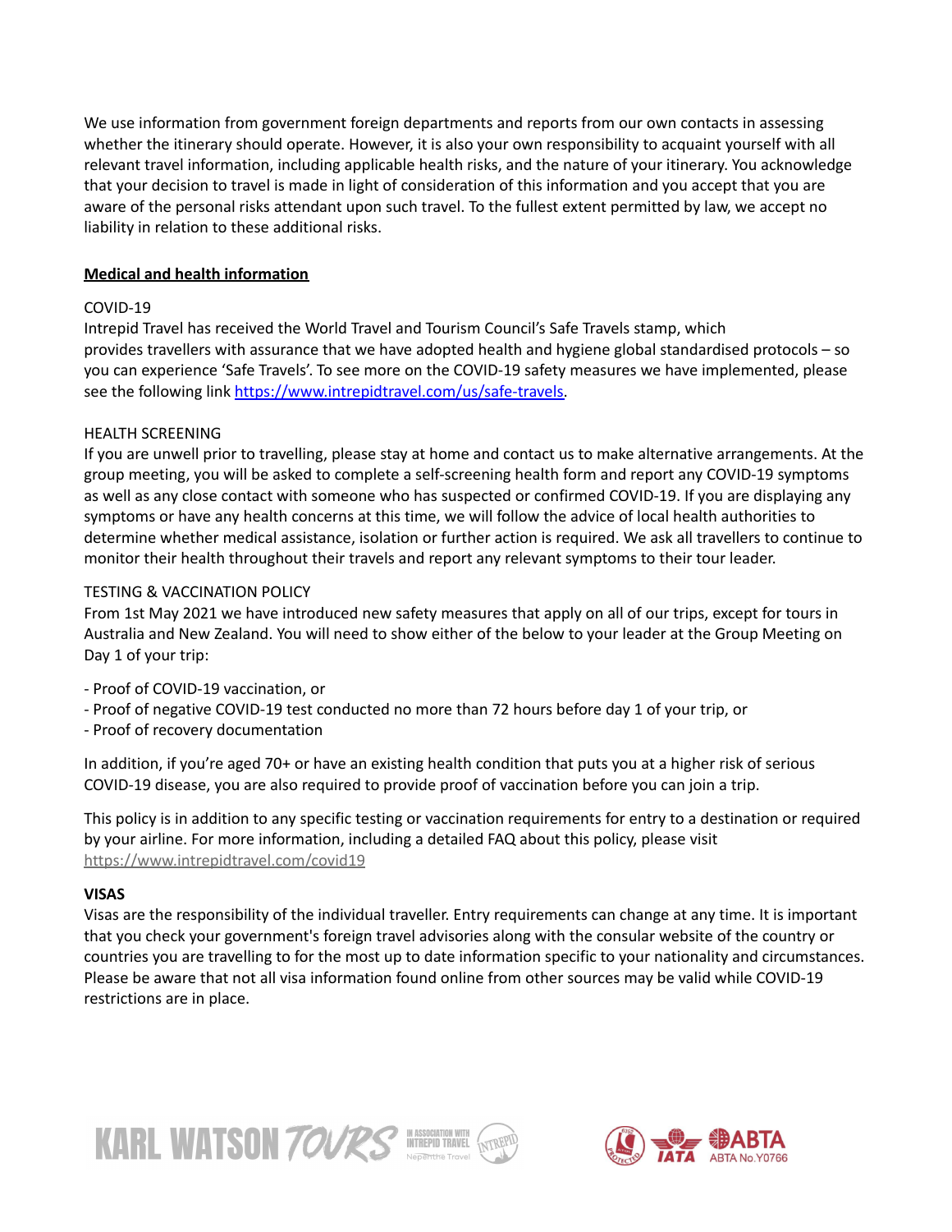We use information from government foreign departments and reports from our own contacts in assessing whether the itinerary should operate. However, it is also your own responsibility to acquaint yourself with all relevant travel information, including applicable health risks, and the nature of your itinerary. You acknowledge that your decision to travel is made in light of consideration of this information and you accept that you are aware of the personal risks attendant upon such travel. To the fullest extent permitted by law, we accept no liability in relation to these additional risks.

## Medical and health information

COVID-19

Intrepid Travel has received the World Travel and Tourism Council's Safe Travels stamp, which provides travellers with assurance that we have adopted health and hygiene global standardised protocols – so you can experience 'Safe Travels'. To see more on the COVID-19 safety measures we have implemented, please see the following link https://www.intrepidtravel.com/us/safe-travels.

HEALTH SCREENING

If you are unwell prior to travelling, please stay at home and contact us to make alternative arrangements. At the group meeting, you will be asked to complete a self-screening health form and report any COVID-19 symptoms as well as any close contact with someone who has suspected or confirmed COVID-19. If you are displaying any symptoms or have any health concerns at this time, we will follow the advice of local health authorities to determine whether medical assistance, isolation or further action is required. We ask all travellers to continue to monitor their health throughout their travels and report any relevant symptoms to their tour leader.

TESTING & VACCINATION POLICY

From 1st May 2021 we have introduced new safety measures that apply on all of our trips, except for tours in Australia and New Zealand. You will need to show either of the below to your leader at the Group Meeting on Day 1 of your trip:

- Proof of COVID-19 vaccination, or
- Proof of negative COVID-19 test conducted no more than 72 hours before day 1 of your trip, or
- Proof of recovery documentation

In addition, if you're aged 70+ or have an existing health condition that puts you at a higher risk of serious COVID-19 disease, you are also required to provide proof of vaccination before you can join a trip.

This policy is in addition to any specific testing or vaccination requirements for entry to a destination or required by your airline. For more information, including a detailed FAQ about this policy, please visit https://www.intrepidtravel.com/covid19

**VISAS**

Visas are the responsibility of the individual traveller. Entry requirements can change at any time. It is important that you check your government's foreign travel advisories along with the consular website of the country or countries you are travelling to for the most up to date information specific to your nationality and circumstances. Please be aware that not all visa information found online from other sources may be valid while COVID-19 restrictions are in place.